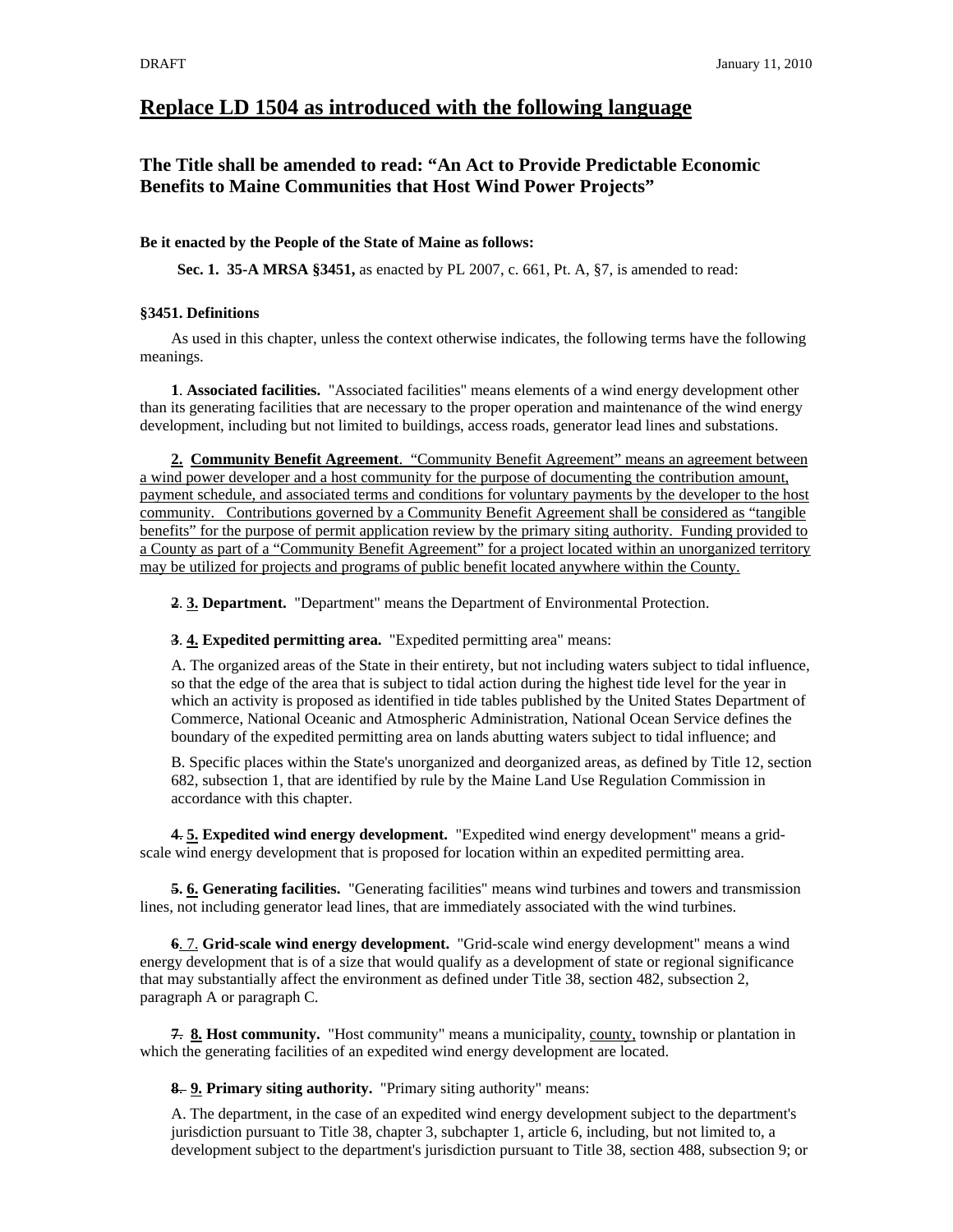DRAFT January 11, 2010

# Replace LD 1504 as introduced with the following language

## The Title shall be amended to read: "An Act to Provide Predictable Economic Benefits to Maine Communities that Host Wind Power Projects"

**Be it enacted by the People of the State of Maine as follows:**

**Sec. 1. 35-A MRSA §3451,** as enacted by PL 2007, c. 661, Pt. A, §7, is amended to read:

**§3451. Definitions**

As used in this chapter, unless the context otherwise indicates, the following terms have the following meanings.

**1**. **Associated facilities.** "Associated facilities" means elements of a wind energy development other than its generating facilities that are necessary to the proper operation and maintenance of the wind energy development, including but not limited to buildings, access roads, generator lead lines and substations.

**2. Community Benefit Agreement**. "Community Benefit Agreement" means an agreement between a wind power developer and a host community for the purpose of documenting the contribution amount, payment schedule, and associated terms and conditions for voluntary payments by the developer to the host community. Contributions governed by a Community Benefit Agreement shall be considered as "tangible benefits" for the purpose of permit application review by the primary siting authority. Funding provided to a County as part of a "Community Benefit Agreement" for a project located within an unorganized territory may be utilized for projects and programs of public benefit located anywhere within the County.

~~**2**.~~ **3. Department.** "Department" means the Department of Environmental Protection.

~~**3**.~~ **4. Expedited permitting area.** "Expedited permitting area" means:

A. The organized areas of the State in their entirety, but not including waters subject to tidal influence, so that the edge of the area that is subject to tidal action during the highest tide level for the year in which an activity is proposed as identified in tide tables published by the United States Department of Commerce, National Oceanic and Atmospheric Administration, National Ocean Service defines the boundary of the expedited permitting area on lands abutting waters subject to tidal influence; and

B. Specific places within the State's unorganized and deorganized areas, as defined by Title 12, section 682, subsection 1, that are identified by rule by the Maine Land Use Regulation Commission in accordance with this chapter.

~~**4.**~~ **5. Expedited wind energy development.** "Expedited wind energy development" means a grid-scale wind energy development that is proposed for location within an expedited permitting area.

~~**5.**~~ **6. Generating facilities.** "Generating facilities" means wind turbines and towers and transmission lines, not including generator lead lines, that are immediately associated with the wind turbines.

~~**6**.~~ 7. **Grid-scale wind energy development.** "Grid-scale wind energy development" means a wind energy development that is of a size that would qualify as a development of state or regional significance that may substantially affect the environment as defined under Title 38, section 482, subsection 2, paragraph A or paragraph C.

~~**7.**~~ **8. Host community.** "Host community" means a municipality, county, township or plantation in which the generating facilities of an expedited wind energy development are located.

~~**8.**~~ **9. Primary siting authority.** "Primary siting authority" means:

A. The department, in the case of an expedited wind energy development subject to the department's jurisdiction pursuant to Title 38, chapter 3, subchapter 1, article 6, including, but not limited to, a development subject to the department's jurisdiction pursuant to Title 38, section 488, subsection 9; or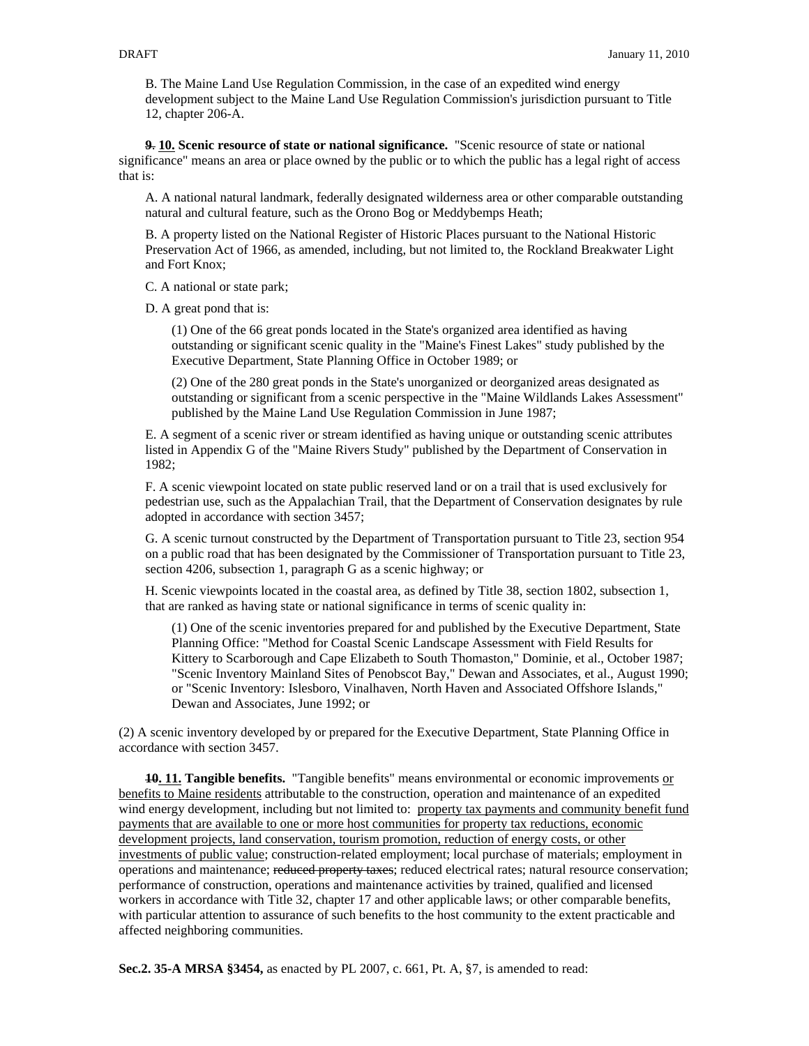B. The Maine Land Use Regulation Commission, in the case of an expedited wind energy development subject to the Maine Land Use Regulation Commission's jurisdiction pursuant to Title 12, chapter 206-A.

**~~9.~~ <u>10.</u> Scenic resource of state or national significance.** "Scenic resource of state or national significance" means an area or place owned by the public or to which the public has a legal right of access that is:

A. A national natural landmark, federally designated wilderness area or other comparable outstanding natural and cultural feature, such as the Orono Bog or Meddybemps Heath;

B. A property listed on the National Register of Historic Places pursuant to the National Historic Preservation Act of 1966, as amended, including, but not limited to, the Rockland Breakwater Light and Fort Knox;

C. A national or state park;

D. A great pond that is:

(1) One of the 66 great ponds located in the State's organized area identified as having outstanding or significant scenic quality in the "Maine's Finest Lakes" study published by the Executive Department, State Planning Office in October 1989; or

(2) One of the 280 great ponds in the State's unorganized or deorganized areas designated as outstanding or significant from a scenic perspective in the "Maine Wildlands Lakes Assessment" published by the Maine Land Use Regulation Commission in June 1987;

E. A segment of a scenic river or stream identified as having unique or outstanding scenic attributes listed in Appendix G of the "Maine Rivers Study" published by the Department of Conservation in 1982;

F. A scenic viewpoint located on state public reserved land or on a trail that is used exclusively for pedestrian use, such as the Appalachian Trail, that the Department of Conservation designates by rule adopted in accordance with section 3457;

G. A scenic turnout constructed by the Department of Transportation pursuant to Title 23, section 954 on a public road that has been designated by the Commissioner of Transportation pursuant to Title 23, section 4206, subsection 1, paragraph G as a scenic highway; or

H. Scenic viewpoints located in the coastal area, as defined by Title 38, section 1802, subsection 1, that are ranked as having state or national significance in terms of scenic quality in:

(1) One of the scenic inventories prepared for and published by the Executive Department, State Planning Office: "Method for Coastal Scenic Landscape Assessment with Field Results for Kittery to Scarborough and Cape Elizabeth to South Thomaston," Dominie, et al., October 1987; "Scenic Inventory Mainland Sites of Penobscot Bay," Dewan and Associates, et al., August 1990; or "Scenic Inventory: Islesboro, Vinalhaven, North Haven and Associated Offshore Islands," Dewan and Associates, June 1992; or

(2) A scenic inventory developed by or prepared for the Executive Department, State Planning Office in accordance with section 3457.

**~~10.~~ <u>11.</u> Tangible benefits.** "Tangible benefits" means environmental or economic improvements <u>or benefits to Maine residents</u> attributable to the construction, operation and maintenance of an expedited wind energy development, including but not limited to: <u>property tax payments and community benefit fund payments that are available to one or more host communities for property tax reductions, economic development projects, land conservation, tourism promotion, reduction of energy costs, or other investments of public value</u>; construction-related employment; local purchase of materials; employment in operations and maintenance; ~~reduced property taxes~~; reduced electrical rates; natural resource conservation; performance of construction, operations and maintenance activities by trained, qualified and licensed workers in accordance with Title 32, chapter 17 and other applicable laws; or other comparable benefits, with particular attention to assurance of such benefits to the host community to the extent practicable and affected neighboring communities.

**Sec.2. 35-A MRSA §3454,** as enacted by PL 2007, c. 661, Pt. A, §7, is amended to read: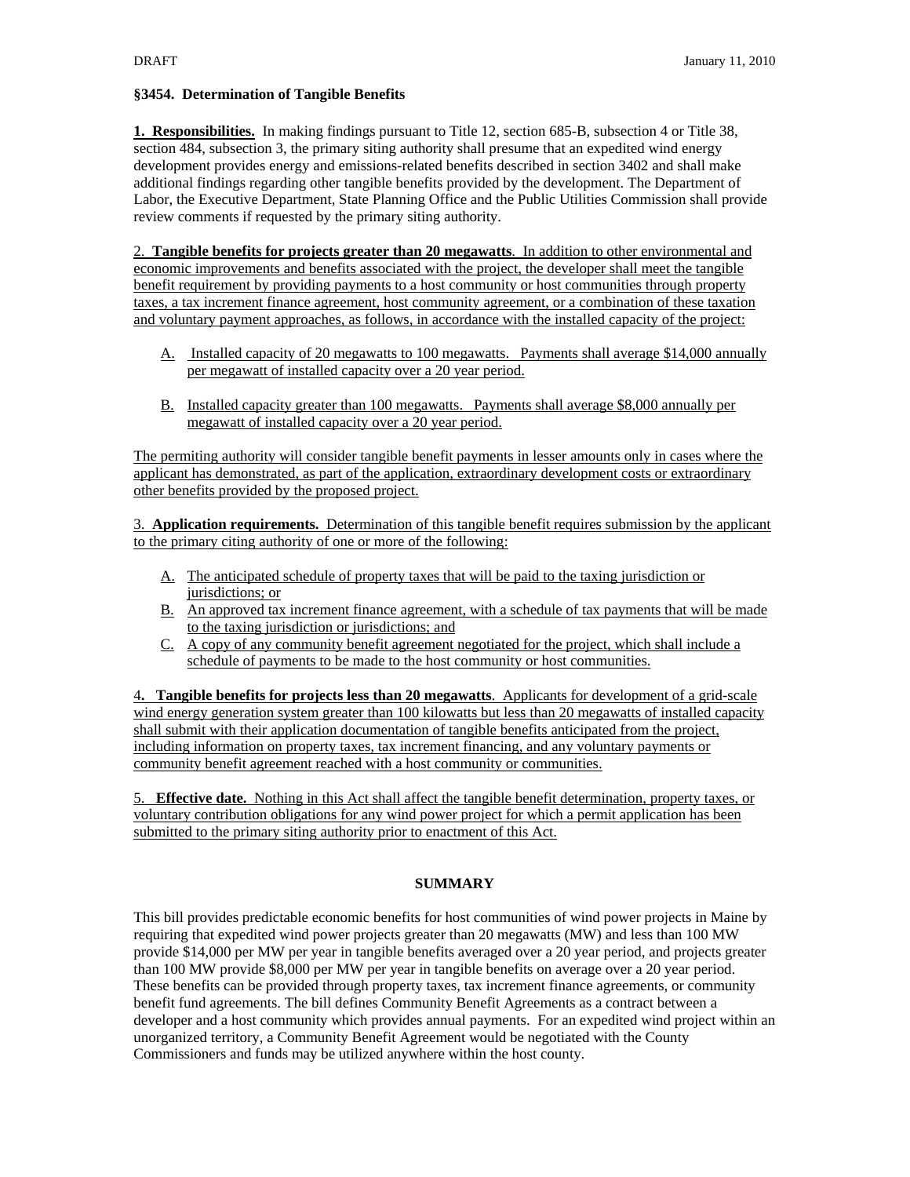**§3454. Determination of Tangible Benefits**

**1. Responsibilities.** In making findings pursuant to Title 12, section 685-B, subsection 4 or Title 38, section 484, subsection 3, the primary siting authority shall presume that an expedited wind energy development provides energy and emissions-related benefits described in section 3402 and shall make additional findings regarding other tangible benefits provided by the development. The Department of Labor, the Executive Department, State Planning Office and the Public Utilities Commission shall provide review comments if requested by the primary siting authority.

2. **Tangible benefits for projects greater than 20 megawatts**. In addition to other environmental and economic improvements and benefits associated with the project, the developer shall meet the tangible benefit requirement by providing payments to a host community or host communities through property taxes, a tax increment finance agreement, host community agreement, or a combination of these taxation and voluntary payment approaches, as follows, in accordance with the installed capacity of the project:

A. Installed capacity of 20 megawatts to 100 megawatts. Payments shall average $14,000 annually per megawatt of installed capacity over a 20 year period.

B. Installed capacity greater than 100 megawatts. Payments shall average $8,000 annually per megawatt of installed capacity over a 20 year period.

The permiting authority will consider tangible benefit payments in lesser amounts only in cases where the applicant has demonstrated, as part of the application, extraordinary development costs or extraordinary other benefits provided by the proposed project.

3. **Application requirements.** Determination of this tangible benefit requires submission by the applicant to the primary citing authority of one or more of the following:

A. The anticipated schedule of property taxes that will be paid to the taxing jurisdiction or jurisdictions; or
B. An approved tax increment finance agreement, with a schedule of tax payments that will be made to the taxing jurisdiction or jurisdictions; and
C. A copy of any community benefit agreement negotiated for the project, which shall include a schedule of payments to be made to the host community or host communities.

4**. Tangible benefits for projects less than 20 megawatts**. Applicants for development of a grid-scale wind energy generation system greater than 100 kilowatts but less than 20 megawatts of installed capacity shall submit with their application documentation of tangible benefits anticipated from the project, including information on property taxes, tax increment financing, and any voluntary payments or community benefit agreement reached with a host community or communities.

5. **Effective date.** Nothing in this Act shall affect the tangible benefit determination, property taxes, or voluntary contribution obligations for any wind power project for which a permit application has been submitted to the primary siting authority prior to enactment of this Act.

## SUMMARY

This bill provides predictable economic benefits for host communities of wind power projects in Maine by requiring that expedited wind power projects greater than 20 megawatts (MW) and less than 100 MW provide $14,000 per MW per year in tangible benefits averaged over a 20 year period, and projects greater than 100 MW provide $8,000 per MW per year in tangible benefits on average over a 20 year period. These benefits can be provided through property taxes, tax increment finance agreements, or community benefit fund agreements. The bill defines Community Benefit Agreements as a contract between a developer and a host community which provides annual payments. For an expedited wind project within an unorganized territory, a Community Benefit Agreement would be negotiated with the County Commissioners and funds may be utilized anywhere within the host county.